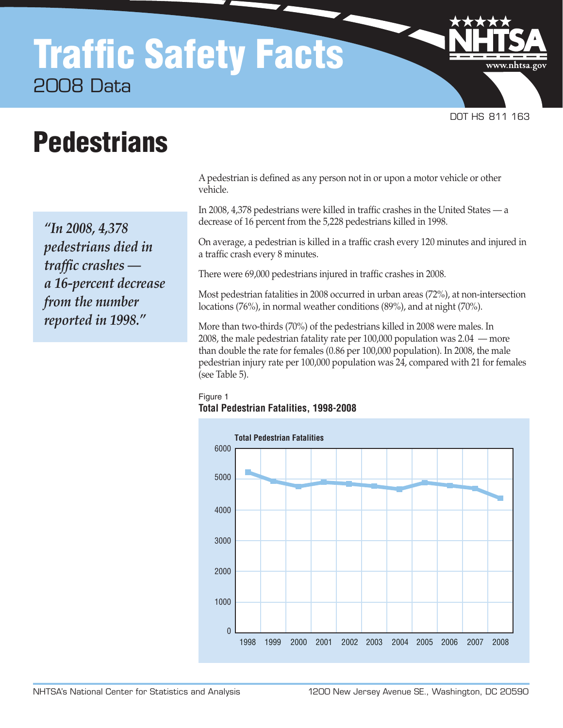# Traffic Safety Facts

2008 Data

DOT HS 811 163

# Pedestrians

*"In 2008, 4,378 pedestrians died in traffic crashes — a 16-percent decrease from the number reported in 1998."*

A pedestrian is defined as any person not in or upon a motor vehicle or other vehicle.

In 2008, 4,378 pedestrians were killed in traffic crashes in the United States — a decrease of 16 percent from the 5,228 pedestrians killed in 1998.

On average, a pedestrian is killed in a traffic crash every 120 minutes and injured in a traffic crash every 8 minutes.

There were 69,000 pedestrians injured in traffic crashes in 2008.

Most pedestrian fatalities in 2008 occurred in urban areas (72%), at non-intersection locations (76%), in normal weather conditions (89%), and at night (70%).

More than two-thirds (70%) of the pedestrians killed in 2008 were males. In 2008, the male pedestrian fatality rate per 100,000 population was 2.04 — more than double the rate for females (0.86 per 100,000 population). In 2008, the male pedestrian injury rate per 100,000 population was 24, compared with 21 for females (see Table 5).

Figure 1
**Total Pedestrian Fatalities, 1998-2008**

Total Pedestrian Fatalities

6000
5000
4000
3000
2000
1000
0

1998 1999 2000 2001 2002 2003 2004 2005 2006 2007 2008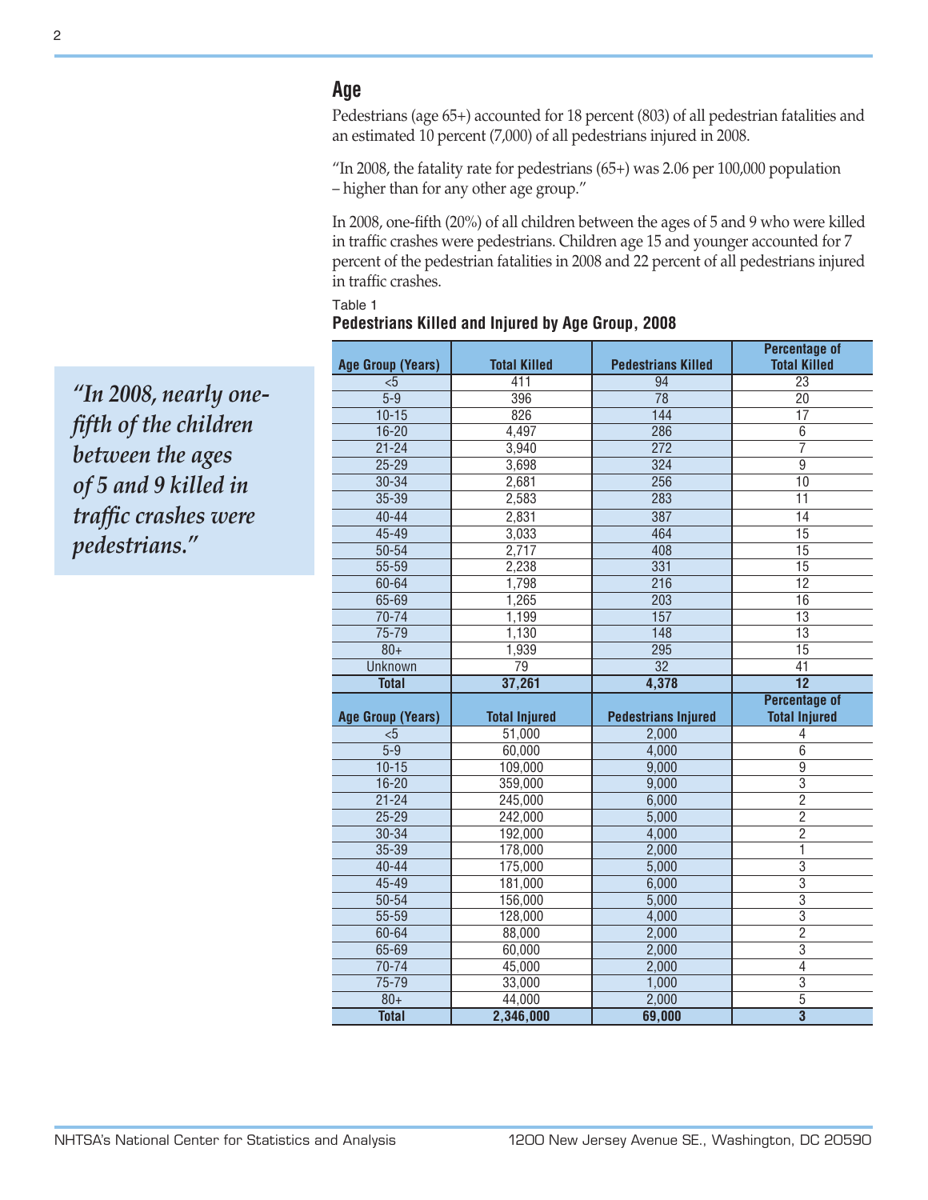## Age

Pedestrians (age 65+) accounted for 18 percent (803) of all pedestrian fatalities and an estimated 10 percent (7,000) of all pedestrians injured in 2008.

"In 2008, the fatality rate for pedestrians (65+) was 2.06 per 100,000 population – higher than for any other age group."

In 2008, one-fifth (20%) of all children between the ages of 5 and 9 who were killed in traffic crashes were pedestrians. Children age 15 and younger accounted for 7 percent of the pedestrian fatalities in 2008 and 22 percent of all pedestrians injured in traffic crashes.

*"In 2008, nearly one-fifth of the children between the ages of 5 and 9 killed in traffic crashes were pedestrians."*

Table 1
**Pedestrians Killed and Injured by Age Group, 2008**

| Age Group (Years) | Total Killed | Pedestrians Killed | Percentage of Total Killed |
|---|---|---|---|
| <5 | 411 | 94 | 23 |
| 5-9 | 396 | 78 | 20 |
| 10-15 | 826 | 144 | 17 |
| 16-20 | 4,497 | 286 | 6 |
| 21-24 | 3,940 | 272 | 7 |
| 25-29 | 3,698 | 324 | 9 |
| 30-34 | 2,681 | 256 | 10 |
| 35-39 | 2,583 | 283 | 11 |
| 40-44 | 2,831 | 387 | 14 |
| 45-49 | 3,033 | 464 | 15 |
| 50-54 | 2,717 | 408 | 15 |
| 55-59 | 2,238 | 331 | 15 |
| 60-64 | 1,798 | 216 | 12 |
| 65-69 | 1,265 | 203 | 16 |
| 70-74 | 1,199 | 157 | 13 |
| 75-79 | 1,130 | 148 | 13 |
| 80+ | 1,939 | 295 | 15 |
| Unknown | 79 | 32 | 41 |
| **Total** | **37,261** | **4,378** | **12** |
| **Age Group (Years)** | **Total Injured** | **Pedestrians Injured** | **Percentage of Total Injured** |
| <5 | 51,000 | 2,000 | 4 |
| 5-9 | 60,000 | 4,000 | 6 |
| 10-15 | 109,000 | 9,000 | 9 |
| 16-20 | 359,000 | 9,000 | 3 |
| 21-24 | 245,000 | 6,000 | 2 |
| 25-29 | 242,000 | 5,000 | 2 |
| 30-34 | 192,000 | 4,000 | 2 |
| 35-39 | 178,000 | 2,000 | 1 |
| 40-44 | 175,000 | 5,000 | 3 |
| 45-49 | 181,000 | 6,000 | 3 |
| 50-54 | 156,000 | 5,000 | 3 |
| 55-59 | 128,000 | 4,000 | 3 |
| 60-64 | 88,000 | 2,000 | 2 |
| 65-69 | 60,000 | 2,000 | 3 |
| 70-74 | 45,000 | 2,000 | 4 |
| 75-79 | 33,000 | 1,000 | 3 |
| 80+ | 44,000 | 2,000 | 5 |
| **Total** | **2,346,000** | **69,000** | **3** |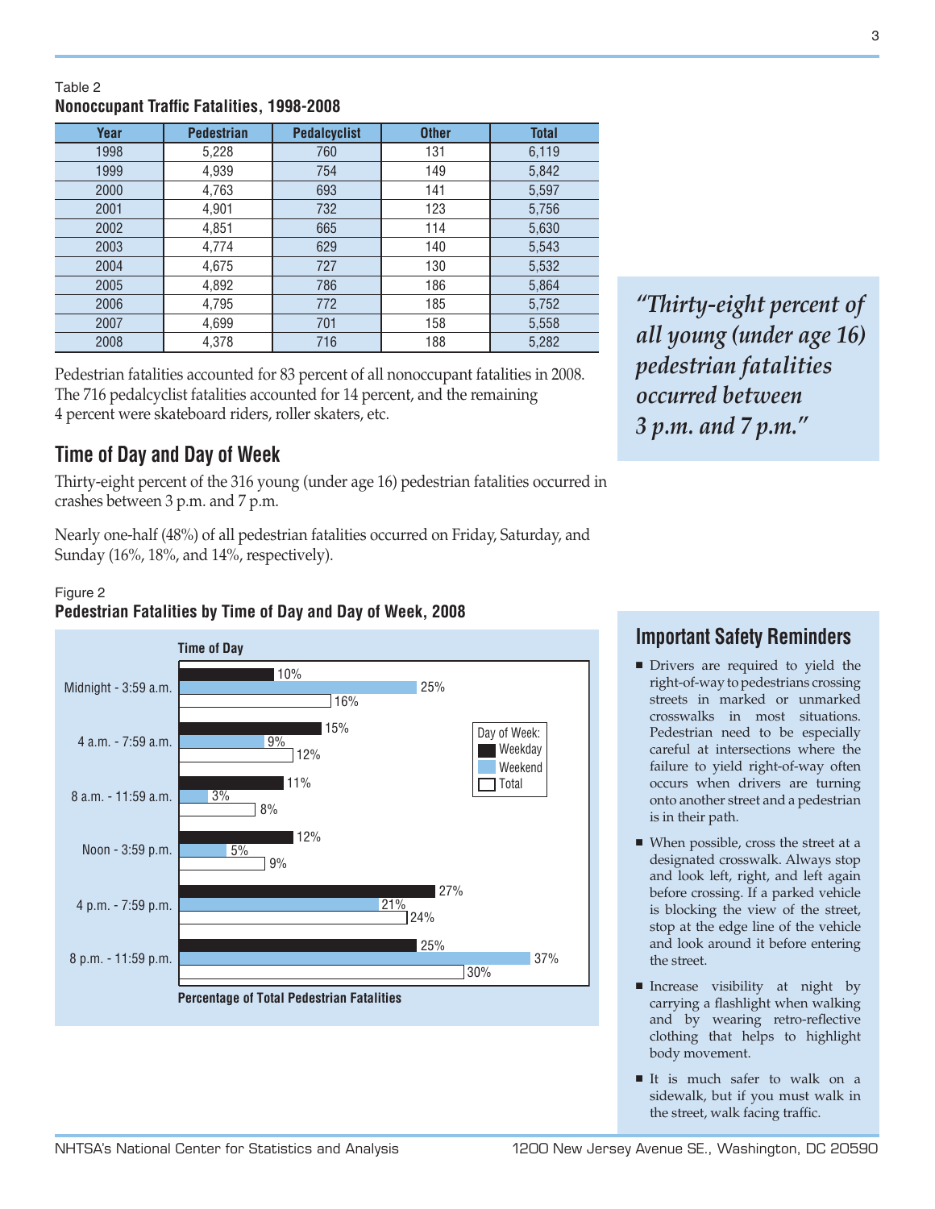Table 2
**Nonoccupant Traffic Fatalities, 1998-2008**

| Year | Pedestrian | Pedalcyclist | Other | Total |
|---|---|---|---|---|
| 1998 | 5,228 | 760 | 131 | 6,119 |
| 1999 | 4,939 | 754 | 149 | 5,842 |
| 2000 | 4,763 | 693 | 141 | 5,597 |
| 2001 | 4,901 | 732 | 123 | 5,756 |
| 2002 | 4,851 | 665 | 114 | 5,630 |
| 2003 | 4,774 | 629 | 140 | 5,543 |
| 2004 | 4,675 | 727 | 130 | 5,532 |
| 2005 | 4,892 | 786 | 186 | 5,864 |
| 2006 | 4,795 | 772 | 185 | 5,752 |
| 2007 | 4,699 | 701 | 158 | 5,558 |
| 2008 | 4,378 | 716 | 188 | 5,282 |

Pedestrian fatalities accounted for 83 percent of all nonoccupant fatalities in 2008. The 716 pedalcyclist fatalities accounted for 14 percent, and the remaining 4 percent were skateboard riders, roller skaters, etc.

## Time of Day and Day of Week

Thirty-eight percent of the 316 young (under age 16) pedestrian fatalities occurred in crashes between 3 p.m. and 7 p.m.

Nearly one-half (48%) of all pedestrian fatalities occurred on Friday, Saturday, and Sunday (16%, 18%, and 14%, respectively).

*"Thirty-eight percent of all young (under age 16) pedestrian fatalities occurred between 3 p.m. and 7 p.m."*

Figure 2
**Pedestrian Fatalities by Time of Day and Day of Week, 2008**

Time of Day

Midnight - 3:59 a.m. 10% 25% 16%

4 a.m. - 7:59 a.m. 15% 9% 12%

8 a.m. - 11:59 a.m. 11% 3% 8%

Noon - 3:59 p.m. 12% 5% 9%

4 p.m. - 7:59 p.m. 27% 21% 24%

8 p.m. - 11:59 p.m. 25% 37% 30%

Day of Week: Weekday Weekend Total

Percentage of Total Pedestrian Fatalities

## Important Safety Reminders

- Drivers are required to yield the right-of-way to pedestrians crossing streets in marked or unmarked crosswalks in most situations. Pedestrian need to be especially careful at intersections where the failure to yield right-of-way often occurs when drivers are turning onto another street and a pedestrian is in their path.
- When possible, cross the street at a designated crosswalk. Always stop and look left, right, and left again before crossing. If a parked vehicle is blocking the view of the street, stop at the edge line of the vehicle and look around it before entering the street.
- Increase visibility at night by carrying a flashlight when walking and by wearing retro-reflective clothing that helps to highlight body movement.
- It is much safer to walk on a sidewalk, but if you must walk in the street, walk facing traffic.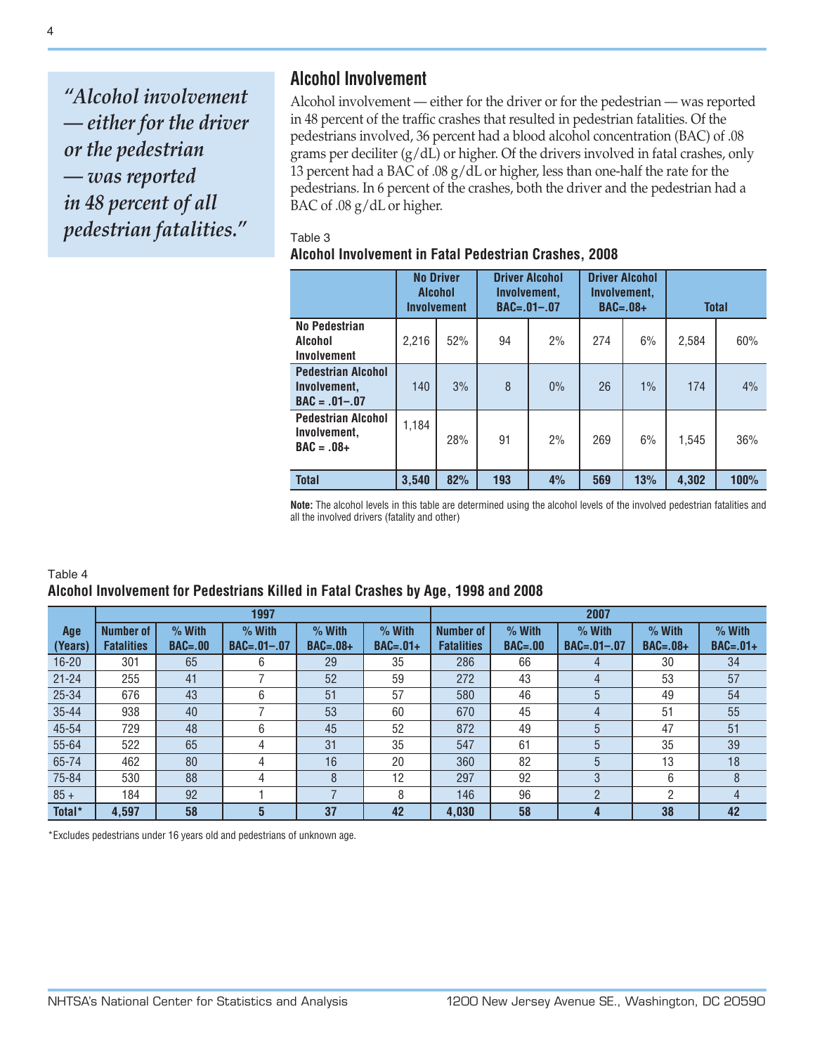*"Alcohol involvement — either for the driver or the pedestrian — was reported in 48 percent of all pedestrian fatalities."*

## Alcohol Involvement

Alcohol involvement — either for the driver or for the pedestrian — was reported in 48 percent of the traffic crashes that resulted in pedestrian fatalities. Of the pedestrians involved, 36 percent had a blood alcohol concentration (BAC) of .08 grams per deciliter (g/dL) or higher. Of the drivers involved in fatal crashes, only 13 percent had a BAC of .08 g/dL or higher, less than one-half the rate for the pedestrians. In 6 percent of the crashes, both the driver and the pedestrian had a BAC of .08 g/dL or higher.

Table 3

**Alcohol Involvement in Fatal Pedestrian Crashes, 2008**

| | No Driver Alcohol Involvement | | Driver Alcohol Involvement, BAC=.01–.07 | | Driver Alcohol Involvement, BAC=.08+ | | Total | |
|---|---|---|---|---|---|---|---|---|
| **No Pedestrian Alcohol Involvement** | 2,216 | 52% | 94 | 2% | 274 | 6% | 2,584 | 60% |
| **Pedestrian Alcohol Involvement, BAC = .01–.07** | 140 | 3% | 8 | 0% | 26 | 1% | 174 | 4% |
| **Pedestrian Alcohol Involvement, BAC = .08+** | 1,184 | 28% | 91 | 2% | 269 | 6% | 1,545 | 36% |
| **Total** | **3,540** | **82%** | **193** | **4%** | **569** | **13%** | **4,302** | **100%** |

**Note:** The alcohol levels in this table are determined using the alcohol levels of the involved pedestrian fatalities and all the involved drivers (fatality and other)

Table 4

**Alcohol Involvement for Pedestrians Killed in Fatal Crashes by Age, 1998 and 2008**

| | 1997 | | | | | 2007 | | | | |
|---|---|---|---|---|---|---|---|---|---|---|
| **Age (Years)** | **Number of Fatalities** | **% With BAC=.00** | **% With BAC=.01–.07** | **% With BAC=.08+** | **% With BAC=.01+** | **Number of Fatalities** | **% With BAC=.00** | **% With BAC=.01–.07** | **% With BAC=.08+** | **% With BAC=.01+** |
| 16-20 | 301 | 65 | 6 | 29 | 35 | 286 | 66 | 4 | 30 | 34 |
| 21-24 | 255 | 41 | 7 | 52 | 59 | 272 | 43 | 4 | 53 | 57 |
| 25-34 | 676 | 43 | 6 | 51 | 57 | 580 | 46 | 5 | 49 | 54 |
| 35-44 | 938 | 40 | 7 | 53 | 60 | 670 | 45 | 4 | 51 | 55 |
| 45-54 | 729 | 48 | 6 | 45 | 52 | 872 | 49 | 5 | 47 | 51 |
| 55-64 | 522 | 65 | 4 | 31 | 35 | 547 | 61 | 5 | 35 | 39 |
| 65-74 | 462 | 80 | 4 | 16 | 20 | 360 | 82 | 5 | 13 | 18 |
| 75-84 | 530 | 88 | 4 | 8 | 12 | 297 | 92 | 3 | 6 | 8 |
| 85 + | 184 | 92 | 1 | 7 | 8 | 146 | 96 | 2 | 2 | 4 |
| **Total*** | **4,597** | **58** | **5** | **37** | **42** | **4,030** | **58** | **4** | **38** | **42** |

*Excludes pedestrians under 16 years old and pedestrians of unknown age.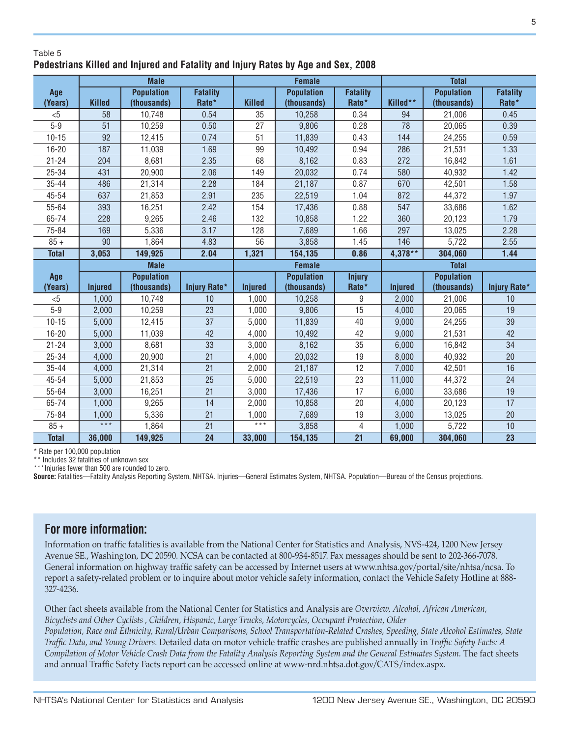Table 5

**Pedestrians Killed and Injured and Fatality and Injury Rates by Age and Sex, 2008**

| Age (Years) | Male | | | Female | | | Total | | |
|---|---|---|---|---|---|---|---|---|---|
| | Killed | Population (thousands) | Fatality Rate* | Killed | Population (thousands) | Fatality Rate* | Killed** | Population (thousands) | Fatality Rate* |
| <5 | 58 | 10,748 | 0.54 | 35 | 10,258 | 0.34 | 94 | 21,006 | 0.45 |
| 5-9 | 51 | 10,259 | 0.50 | 27 | 9,806 | 0.28 | 78 | 20,065 | 0.39 |
| 10-15 | 92 | 12,415 | 0.74 | 51 | 11,839 | 0.43 | 144 | 24,255 | 0.59 |
| 16-20 | 187 | 11,039 | 1.69 | 99 | 10,492 | 0.94 | 286 | 21,531 | 1.33 |
| 21-24 | 204 | 8,681 | 2.35 | 68 | 8,162 | 0.83 | 272 | 16,842 | 1.61 |
| 25-34 | 431 | 20,900 | 2.06 | 149 | 20,032 | 0.74 | 580 | 40,932 | 1.42 |
| 35-44 | 486 | 21,314 | 2.28 | 184 | 21,187 | 0.87 | 670 | 42,501 | 1.58 |
| 45-54 | 637 | 21,853 | 2.91 | 235 | 22,519 | 1.04 | 872 | 44,372 | 1.97 |
| 55-64 | 393 | 16,251 | 2.42 | 154 | 17,436 | 0.88 | 547 | 33,686 | 1.62 |
| 65-74 | 228 | 9,265 | 2.46 | 132 | 10,858 | 1.22 | 360 | 20,123 | 1.79 |
| 75-84 | 169 | 5,336 | 3.17 | 128 | 7,689 | 1.66 | 297 | 13,025 | 2.28 |
| 85 + | 90 | 1,864 | 4.83 | 56 | 3,858 | 1.45 | 146 | 5,722 | 2.55 |
| **Total** | **3,053** | **149,925** | **2.04** | **1,321** | **154,135** | **0.86** | **4,378**** | **304,060** | **1.44** |
| | **Male** | | | **Female** | | | **Total** | | |
| **Age (Years)** | **Injured** | **Population (thousands)** | **Injury Rate*** | **Injured** | **Population (thousands)** | **Injury Rate*** | **Injured** | **Population (thousands)** | **Injury Rate*** |
| <5 | 1,000 | 10,748 | 10 | 1,000 | 10,258 | 9 | 2,000 | 21,006 | 10 |
| 5-9 | 2,000 | 10,259 | 23 | 1,000 | 9,806 | 15 | 4,000 | 20,065 | 19 |
| 10-15 | 5,000 | 12,415 | 37 | 5,000 | 11,839 | 40 | 9,000 | 24,255 | 39 |
| 16-20 | 5,000 | 11,039 | 42 | 4,000 | 10,492 | 42 | 9,000 | 21,531 | 42 |
| 21-24 | 3,000 | 8,681 | 33 | 3,000 | 8,162 | 35 | 6,000 | 16,842 | 34 |
| 25-34 | 4,000 | 20,900 | 21 | 4,000 | 20,032 | 19 | 8,000 | 40,932 | 20 |
| 35-44 | 4,000 | 21,314 | 21 | 2,000 | 21,187 | 12 | 7,000 | 42,501 | 16 |
| 45-54 | 5,000 | 21,853 | 25 | 5,000 | 22,519 | 23 | 11,000 | 44,372 | 24 |
| 55-64 | 3,000 | 16,251 | 21 | 3,000 | 17,436 | 17 | 6,000 | 33,686 | 19 |
| 65-74 | 1,000 | 9,265 | 14 | 2,000 | 10,858 | 20 | 4,000 | 20,123 | 17 |
| 75-84 | 1,000 | 5,336 | 21 | 1,000 | 7,689 | 19 | 3,000 | 13,025 | 20 |
| 85 + | *** | 1,864 | 21 | *** | 3,858 | 4 | 1,000 | 5,722 | 10 |
| **Total** | **36,000** | **149,925** | **24** | **33,000** | **154,135** | **21** | **69,000** | **304,060** | **23** |

\* Rate per 100,000 population

** Includes 32 fatalities of unknown sex

***Injuries fewer than 500 are rounded to zero.

**Source:** Fatalities—Fatality Analysis Reporting System, NHTSA. Injuries—General Estimates System, NHTSA. Population—Bureau of the Census projections.

## For more information:

Information on traffic fatalities is available from the National Center for Statistics and Analysis, NVS-424, 1200 New Jersey Avenue SE., Washington, DC 20590. NCSA can be contacted at 800-934-8517. Fax messages should be sent to 202-366-7078. General information on highway traffic safety can be accessed by Internet users at www.nhtsa.gov/portal/site/nhtsa/ncsa. To report a safety-related problem or to inquire about motor vehicle safety information, contact the Vehicle Safety Hotline at 888-327-4236.

Other fact sheets available from the National Center for Statistics and Analysis are *Overview, Alcohol, African American, Bicyclists and Other Cyclists , Children, Hispanic, Large Trucks, Motorcycles, Occupant Protection, Older Population, Race and Ethnicity, Rural/Urban Comparisons, School Transportation-Related Crashes, Speeding, State Alcohol Estimates, State Traffic Data, and Young Drivers.* Detailed data on motor vehicle traffic crashes are published annually in *Traffic Safety Facts: A Compilation of Motor Vehicle Crash Data from the Fatality Analysis Reporting System and the General Estimates System.* The fact sheets and annual Traffic Safety Facts report can be accessed online at www-nrd.nhtsa.dot.gov/CATS/index.aspx.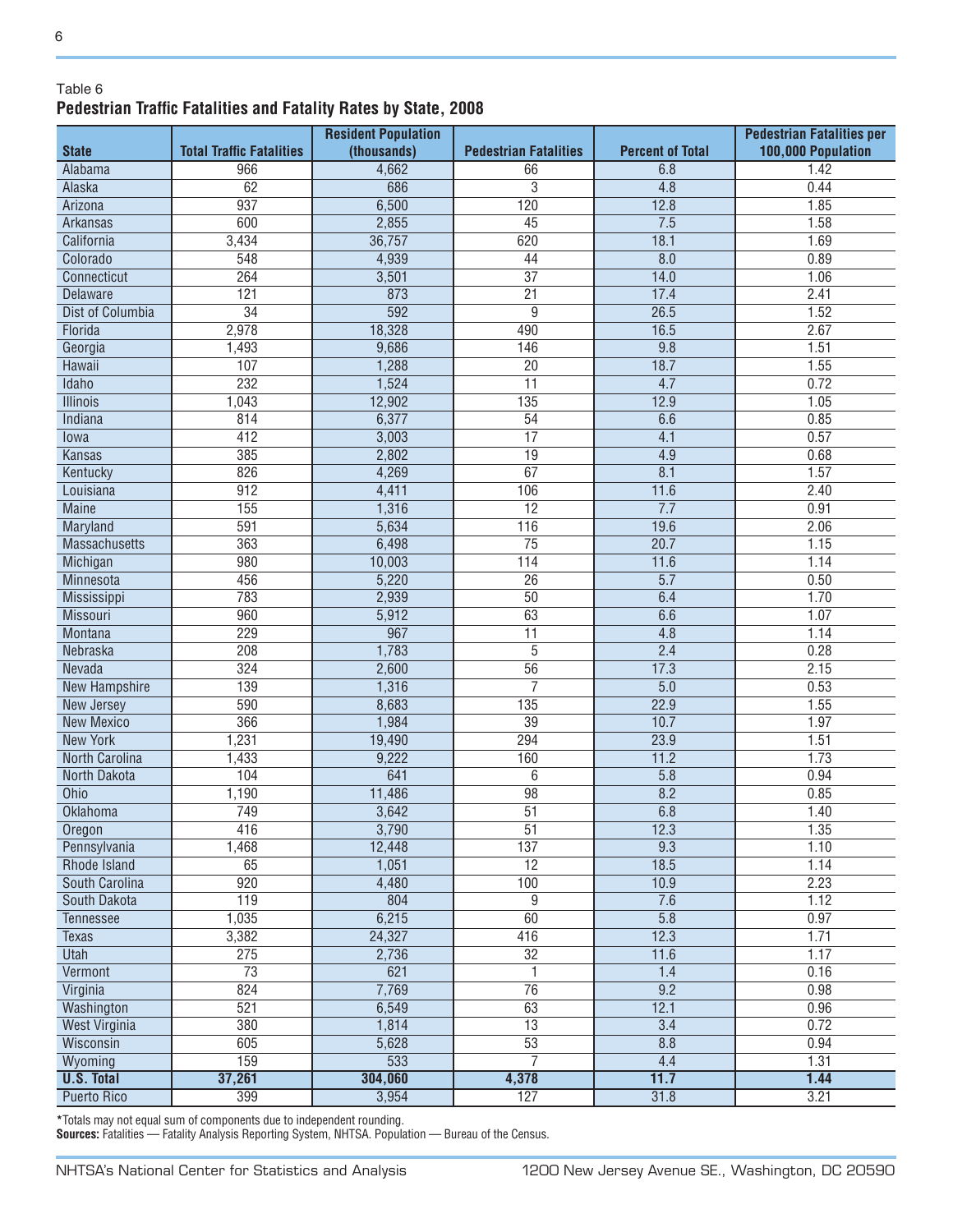Table 6

**Pedestrian Traffic Fatalities and Fatality Rates by State, 2008**

| State | Total Traffic Fatalities | Resident Population (thousands) | Pedestrian Fatalities | Percent of Total | Pedestrian Fatalities per 100,000 Population |
|---|---|---|---|---|---|
| Alabama | 966 | 4,662 | 66 | 6.8 | 1.42 |
| Alaska | 62 | 686 | 3 | 4.8 | 0.44 |
| Arizona | 937 | 6,500 | 120 | 12.8 | 1.85 |
| Arkansas | 600 | 2,855 | 45 | 7.5 | 1.58 |
| California | 3,434 | 36,757 | 620 | 18.1 | 1.69 |
| Colorado | 548 | 4,939 | 44 | 8.0 | 0.89 |
| Connecticut | 264 | 3,501 | 37 | 14.0 | 1.06 |
| Delaware | 121 | 873 | 21 | 17.4 | 2.41 |
| Dist of Columbia | 34 | 592 | 9 | 26.5 | 1.52 |
| Florida | 2,978 | 18,328 | 490 | 16.5 | 2.67 |
| Georgia | 1,493 | 9,686 | 146 | 9.8 | 1.51 |
| Hawaii | 107 | 1,288 | 20 | 18.7 | 1.55 |
| Idaho | 232 | 1,524 | 11 | 4.7 | 0.72 |
| Illinois | 1,043 | 12,902 | 135 | 12.9 | 1.05 |
| Indiana | 814 | 6,377 | 54 | 6.6 | 0.85 |
| Iowa | 412 | 3,003 | 17 | 4.1 | 0.57 |
| Kansas | 385 | 2,802 | 19 | 4.9 | 0.68 |
| Kentucky | 826 | 4,269 | 67 | 8.1 | 1.57 |
| Louisiana | 912 | 4,411 | 106 | 11.6 | 2.40 |
| Maine | 155 | 1,316 | 12 | 7.7 | 0.91 |
| Maryland | 591 | 5,634 | 116 | 19.6 | 2.06 |
| Massachusetts | 363 | 6,498 | 75 | 20.7 | 1.15 |
| Michigan | 980 | 10,003 | 114 | 11.6 | 1.14 |
| Minnesota | 456 | 5,220 | 26 | 5.7 | 0.50 |
| Mississippi | 783 | 2,939 | 50 | 6.4 | 1.70 |
| Missouri | 960 | 5,912 | 63 | 6.6 | 1.07 |
| Montana | 229 | 967 | 11 | 4.8 | 1.14 |
| Nebraska | 208 | 1,783 | 5 | 2.4 | 0.28 |
| Nevada | 324 | 2,600 | 56 | 17.3 | 2.15 |
| New Hampshire | 139 | 1,316 | 7 | 5.0 | 0.53 |
| New Jersey | 590 | 8,683 | 135 | 22.9 | 1.55 |
| New Mexico | 366 | 1,984 | 39 | 10.7 | 1.97 |
| New York | 1,231 | 19,490 | 294 | 23.9 | 1.51 |
| North Carolina | 1,433 | 9,222 | 160 | 11.2 | 1.73 |
| North Dakota | 104 | 641 | 6 | 5.8 | 0.94 |
| Ohio | 1,190 | 11,486 | 98 | 8.2 | 0.85 |
| Oklahoma | 749 | 3,642 | 51 | 6.8 | 1.40 |
| Oregon | 416 | 3,790 | 51 | 12.3 | 1.35 |
| Pennsylvania | 1,468 | 12,448 | 137 | 9.3 | 1.10 |
| Rhode Island | 65 | 1,051 | 12 | 18.5 | 1.14 |
| South Carolina | 920 | 4,480 | 100 | 10.9 | 2.23 |
| South Dakota | 119 | 804 | 9 | 7.6 | 1.12 |
| Tennessee | 1,035 | 6,215 | 60 | 5.8 | 0.97 |
| Texas | 3,382 | 24,327 | 416 | 12.3 | 1.71 |
| Utah | 275 | 2,736 | 32 | 11.6 | 1.17 |
| Vermont | 73 | 621 | 1 | 1.4 | 0.16 |
| Virginia | 824 | 7,769 | 76 | 9.2 | 0.98 |
| Washington | 521 | 6,549 | 63 | 12.1 | 0.96 |
| West Virginia | 380 | 1,814 | 13 | 3.4 | 0.72 |
| Wisconsin | 605 | 5,628 | 53 | 8.8 | 0.94 |
| Wyoming | 159 | 533 | 7 | 4.4 | 1.31 |
| **U.S. Total** | **37,261** | **304,060** | **4,378** | **11.7** | **1.44** |
| Puerto Rico | 399 | 3,954 | 127 | 31.8 | 3.21 |

*Totals may not equal sum of components due to independent rounding.

**Sources:** Fatalities — Fatality Analysis Reporting System, NHTSA. Population — Bureau of the Census.